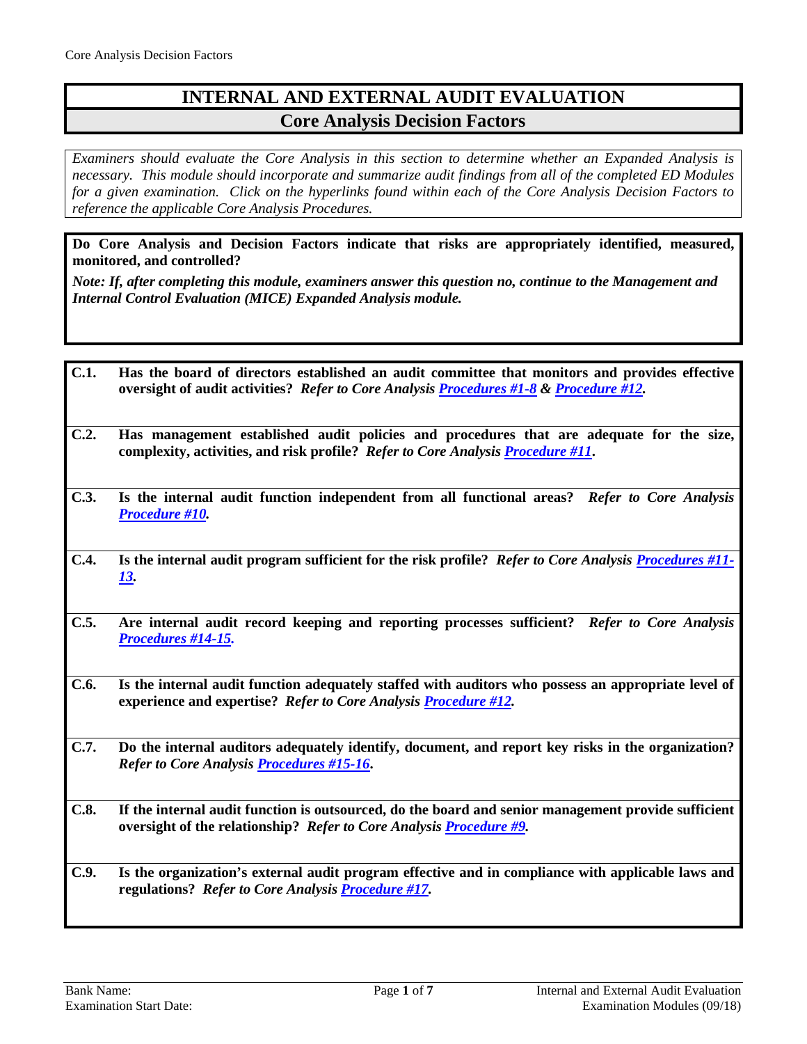# INTERNAL AND EXTERNAL AUDIT EVALUATION

## Core Analysis Decision Factors

*Examiners should evaluate the Core Analysis in this section to determine whether an Expanded Analysis is necessary. This module should incorporate and summarize audit findings from all of the completed ED Modules for a given examination. Click on the hyperlinks found within each of the Core Analysis Decision Factors to reference the applicable Core Analysis Procedures.*

**Do Core Analysis and Decision Factors indicate that risks are appropriately identified, measured, monitored, and controlled?**

***Note: If, after completing this module, examiners answer this question no, continue to the Management and Internal Control Evaluation (MICE) Expanded Analysis module.***

**C.1. Has the board of directors established an audit committee that monitors and provides effective oversight of audit activities?** ***Refer to Core Analysis Procedures #1-8 & Procedure #12.***

**C.2. Has management established audit policies and procedures that are adequate for the size, complexity, activities, and risk profile?** ***Refer to Core Analysis Procedure #11.***

**C.3. Is the internal audit function independent from all functional areas?** ***Refer to Core Analysis Procedure #10.***

**C.4. Is the internal audit program sufficient for the risk profile?** ***Refer to Core Analysis Procedures #11-13.***

**C.5. Are internal audit record keeping and reporting processes sufficient?** ***Refer to Core Analysis Procedures #14-15.***

**C.6. Is the internal audit function adequately staffed with auditors who possess an appropriate level of experience and expertise?** ***Refer to Core Analysis Procedure #12.***

**C.7. Do the internal auditors adequately identify, document, and report key risks in the organization?** ***Refer to Core Analysis Procedures #15-16.***

**C.8. If the internal audit function is outsourced, do the board and senior management provide sufficient oversight of the relationship?** ***Refer to Core Analysis Procedure #9.***

**C.9. Is the organization's external audit program effective and in compliance with applicable laws and regulations?** ***Refer to Core Analysis Procedure #17.***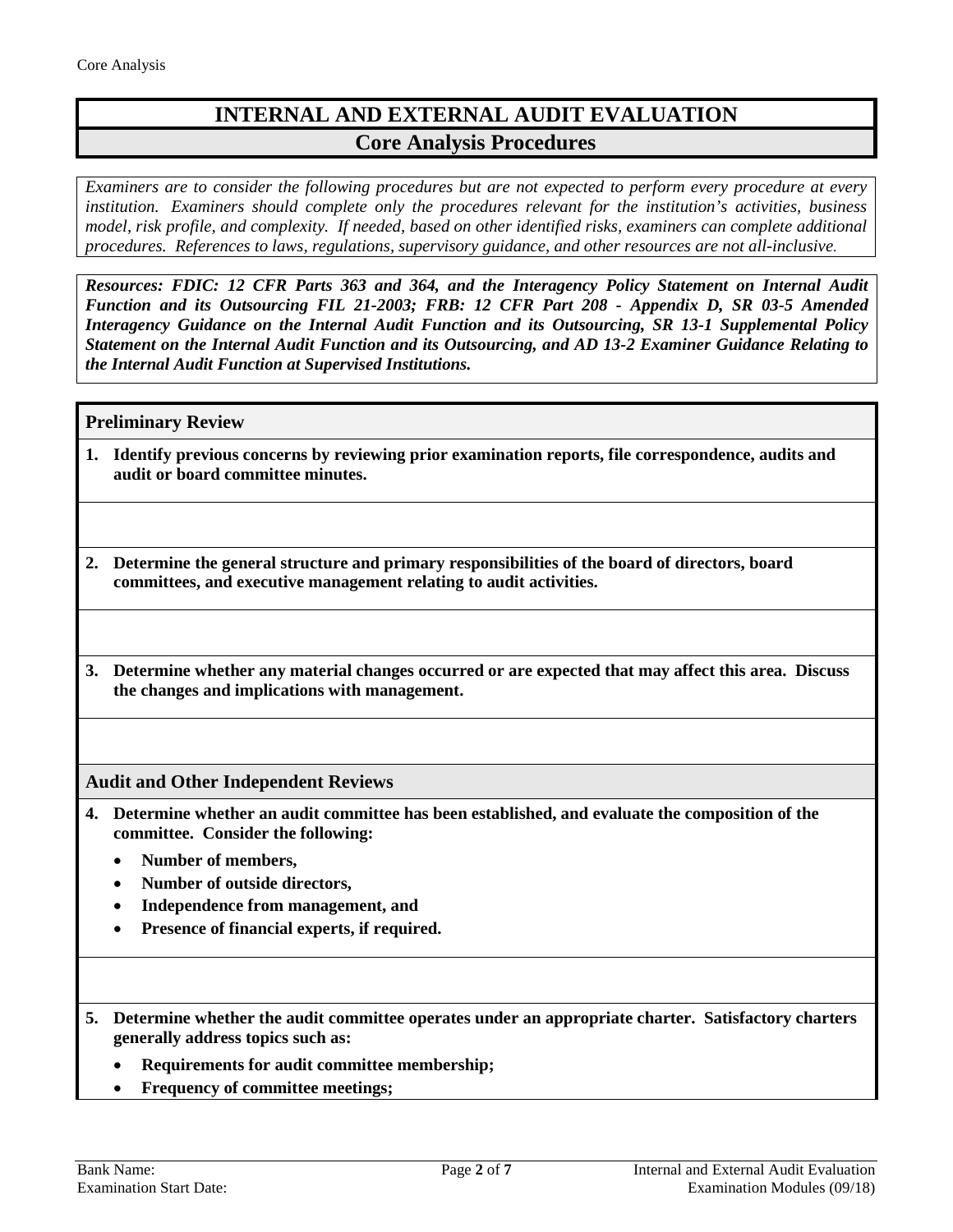# INTERNAL AND EXTERNAL AUDIT EVALUATION

## Core Analysis Procedures

*Examiners are to consider the following procedures but are not expected to perform every procedure at every institution. Examiners should complete only the procedures relevant for the institution's activities, business model, risk profile, and complexity. If needed, based on other identified risks, examiners can complete additional procedures. References to laws, regulations, supervisory guidance, and other resources are not all-inclusive.*

***Resources: FDIC: 12 CFR Parts 363 and 364, and the Interagency Policy Statement on Internal Audit Function and its Outsourcing FIL 21-2003; FRB: 12 CFR Part 208 - Appendix D, SR 03-5 Amended Interagency Guidance on the Internal Audit Function and its Outsourcing, SR 13-1 Supplemental Policy Statement on the Internal Audit Function and its Outsourcing, and AD 13-2 Examiner Guidance Relating to the Internal Audit Function at Supervised Institutions.***

### Preliminary Review

1. **Identify previous concerns by reviewing prior examination reports, file correspondence, audits and audit or board committee minutes.**

2. **Determine the general structure and primary responsibilities of the board of directors, board committees, and executive management relating to audit activities.**

3. **Determine whether any material changes occurred or are expected that may affect this area. Discuss the changes and implications with management.**

### Audit and Other Independent Reviews

4. **Determine whether an audit committee has been established, and evaluate the composition of the committee. Consider the following:**
   - **Number of members,**
   - **Number of outside directors,**
   - **Independence from management, and**
   - **Presence of financial experts, if required.**

5. **Determine whether the audit committee operates under an appropriate charter. Satisfactory charters generally address topics such as:**
   - **Requirements for audit committee membership;**
   - **Frequency of committee meetings;**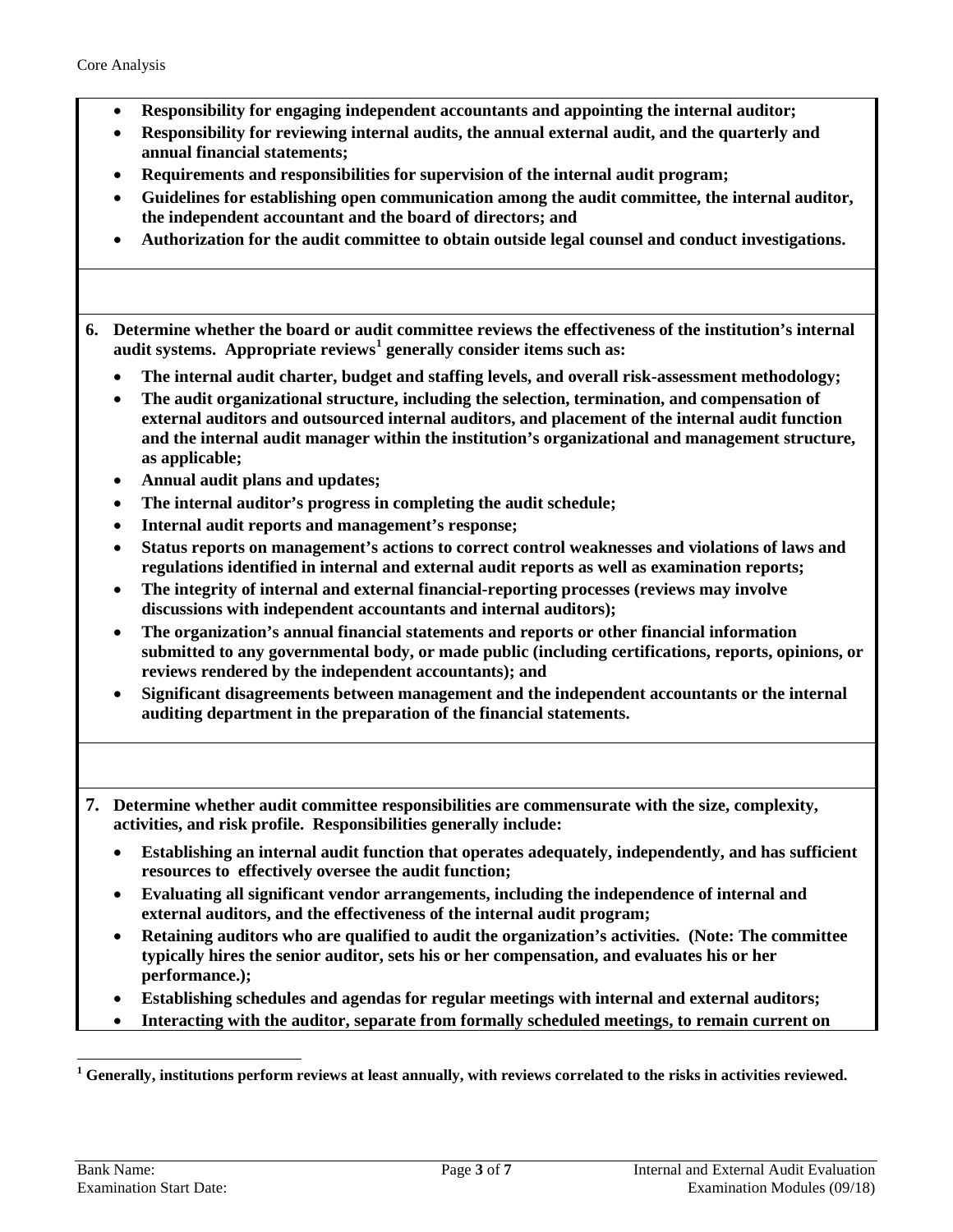- **Responsibility for engaging independent accountants and appointing the internal auditor;**
- **Responsibility for reviewing internal audits, the annual external audit, and the quarterly and annual financial statements;**
- **Requirements and responsibilities for supervision of the internal audit program;**
- **Guidelines for establishing open communication among the audit committee, the internal auditor, the independent accountant and the board of directors; and**
- **Authorization for the audit committee to obtain outside legal counsel and conduct investigations.**

**6. Determine whether the board or audit committee reviews the effectiveness of the institution's internal audit systems. Appropriate reviews[1] generally consider items such as:**

- **The internal audit charter, budget and staffing levels, and overall risk-assessment methodology;**
- **The audit organizational structure, including the selection, termination, and compensation of external auditors and outsourced internal auditors, and placement of the internal audit function and the internal audit manager within the institution's organizational and management structure, as applicable;**
- **Annual audit plans and updates;**
- **The internal auditor's progress in completing the audit schedule;**
- **Internal audit reports and management's response;**
- **Status reports on management's actions to correct control weaknesses and violations of laws and regulations identified in internal and external audit reports as well as examination reports;**
- **The integrity of internal and external financial-reporting processes (reviews may involve discussions with independent accountants and internal auditors);**
- **The organization's annual financial statements and reports or other financial information submitted to any governmental body, or made public (including certifications, reports, opinions, or reviews rendered by the independent accountants); and**
- **Significant disagreements between management and the independent accountants or the internal auditing department in the preparation of the financial statements.**

**7. Determine whether audit committee responsibilities are commensurate with the size, complexity, activities, and risk profile. Responsibilities generally include:**

- **Establishing an internal audit function that operates adequately, independently, and has sufficient resources to effectively oversee the audit function;**
- **Evaluating all significant vendor arrangements, including the independence of internal and external auditors, and the effectiveness of the internal audit program;**
- **Retaining auditors who are qualified to audit the organization's activities. (Note: The committee typically hires the senior auditor, sets his or her compensation, and evaluates his or her performance.);**
- **Establishing schedules and agendas for regular meetings with internal and external auditors;**
- **Interacting with the auditor, separate from formally scheduled meetings, to remain current on**

---

[1] **Generally, institutions perform reviews at least annually, with reviews correlated to the risks in activities reviewed.**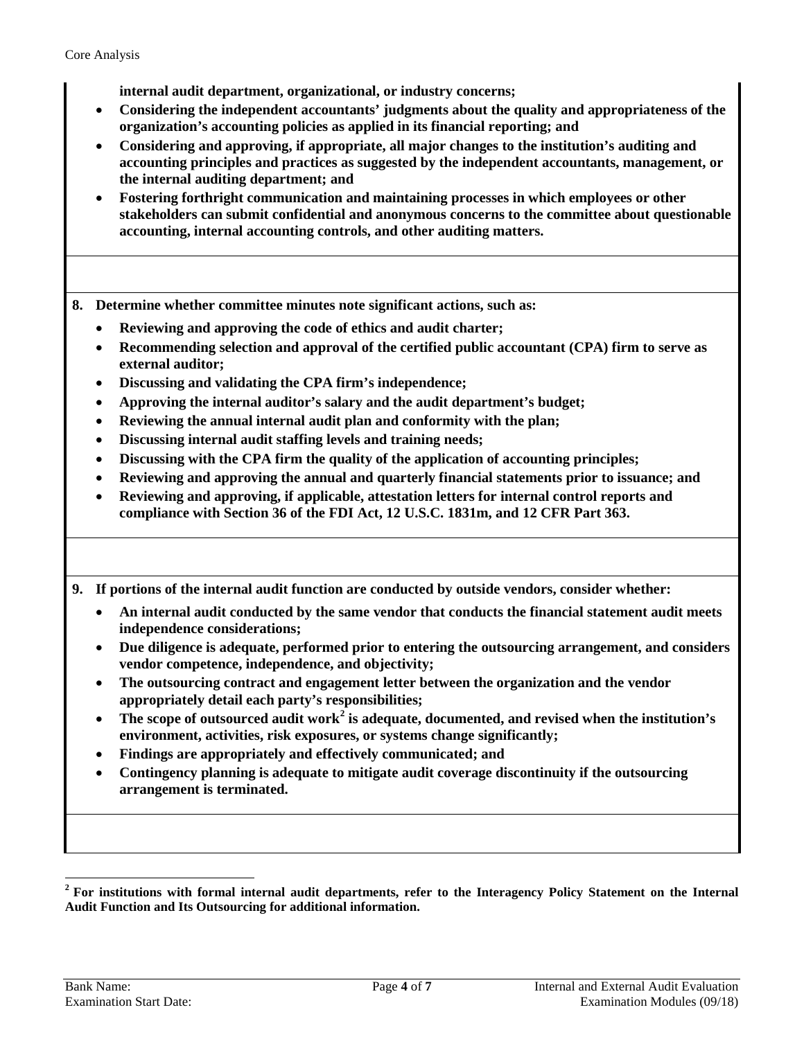**internal audit department, organizational, or industry concerns;**

- **Considering the independent accountants' judgments about the quality and appropriateness of the organization's accounting policies as applied in its financial reporting; and**
- **Considering and approving, if appropriate, all major changes to the institution's auditing and accounting principles and practices as suggested by the independent accountants, management, or the internal auditing department; and**
- **Fostering forthright communication and maintaining processes in which employees or other stakeholders can submit confidential and anonymous concerns to the committee about questionable accounting, internal accounting controls, and other auditing matters.**

**8. Determine whether committee minutes note significant actions, such as:**

- **Reviewing and approving the code of ethics and audit charter;**
- **Recommending selection and approval of the certified public accountant (CPA) firm to serve as external auditor;**
- **Discussing and validating the CPA firm's independence;**
- **Approving the internal auditor's salary and the audit department's budget;**
- **Reviewing the annual internal audit plan and conformity with the plan;**
- **Discussing internal audit staffing levels and training needs;**
- **Discussing with the CPA firm the quality of the application of accounting principles;**
- **Reviewing and approving the annual and quarterly financial statements prior to issuance; and**
- **Reviewing and approving, if applicable, attestation letters for internal control reports and compliance with Section 36 of the FDI Act, 12 U.S.C. 1831m, and 12 CFR Part 363.**

**9. If portions of the internal audit function are conducted by outside vendors, consider whether:**

- **An internal audit conducted by the same vendor that conducts the financial statement audit meets independence considerations;**
- **Due diligence is adequate, performed prior to entering the outsourcing arrangement, and considers vendor competence, independence, and objectivity;**
- **The outsourcing contract and engagement letter between the organization and the vendor appropriately detail each party's responsibilities;**
- **The scope of outsourced audit work[2] is adequate, documented, and revised when the institution's environment, activities, risk exposures, or systems change significantly;**
- **Findings are appropriately and effectively communicated; and**
- **Contingency planning is adequate to mitigate audit coverage discontinuity if the outsourcing arrangement is terminated.**

---

[2] **For institutions with formal internal audit departments, refer to the Interagency Policy Statement on the Internal Audit Function and Its Outsourcing for additional information.**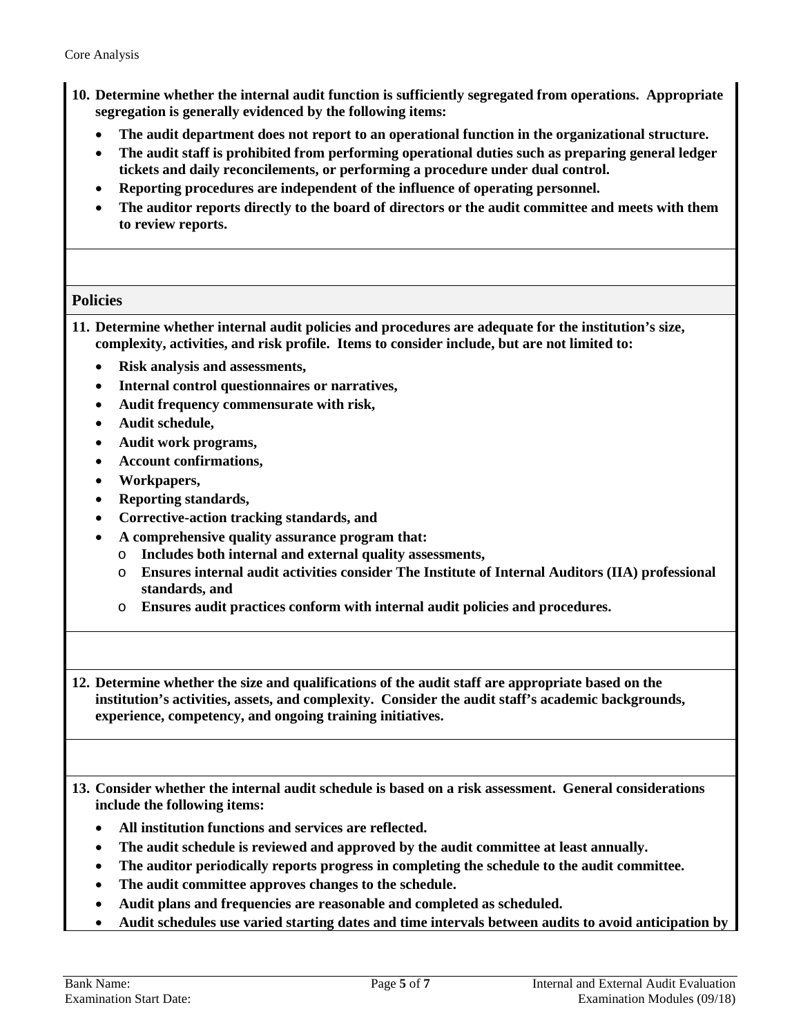**10. Determine whether the internal audit function is sufficiently segregated from operations. Appropriate segregation is generally evidenced by the following items:**

- **The audit department does not report to an operational function in the organizational structure.**
- **The audit staff is prohibited from performing operational duties such as preparing general ledger tickets and daily reconcilements, or performing a procedure under dual control.**
- **Reporting procedures are independent of the influence of operating personnel.**
- **The auditor reports directly to the board of directors or the audit committee and meets with them to review reports.**

## Policies

**11. Determine whether internal audit policies and procedures are adequate for the institution's size, complexity, activities, and risk profile. Items to consider include, but are not limited to:**

- **Risk analysis and assessments,**
- **Internal control questionnaires or narratives,**
- **Audit frequency commensurate with risk,**
- **Audit schedule,**
- **Audit work programs,**
- **Account confirmations,**
- **Workpapers,**
- **Reporting standards,**
- **Corrective-action tracking standards, and**
- **A comprehensive quality assurance program that:**
  - **Includes both internal and external quality assessments,**
  - **Ensures internal audit activities consider The Institute of Internal Auditors (IIA) professional standards, and**
  - **Ensures audit practices conform with internal audit policies and procedures.**

**12. Determine whether the size and qualifications of the audit staff are appropriate based on the institution's activities, assets, and complexity. Consider the audit staff's academic backgrounds, experience, competency, and ongoing training initiatives.**

**13. Consider whether the internal audit schedule is based on a risk assessment. General considerations include the following items:**

- **All institution functions and services are reflected.**
- **The audit schedule is reviewed and approved by the audit committee at least annually.**
- **The auditor periodically reports progress in completing the schedule to the audit committee.**
- **The audit committee approves changes to the schedule.**
- **Audit plans and frequencies are reasonable and completed as scheduled.**
- **Audit schedules use varied starting dates and time intervals between audits to avoid anticipation by**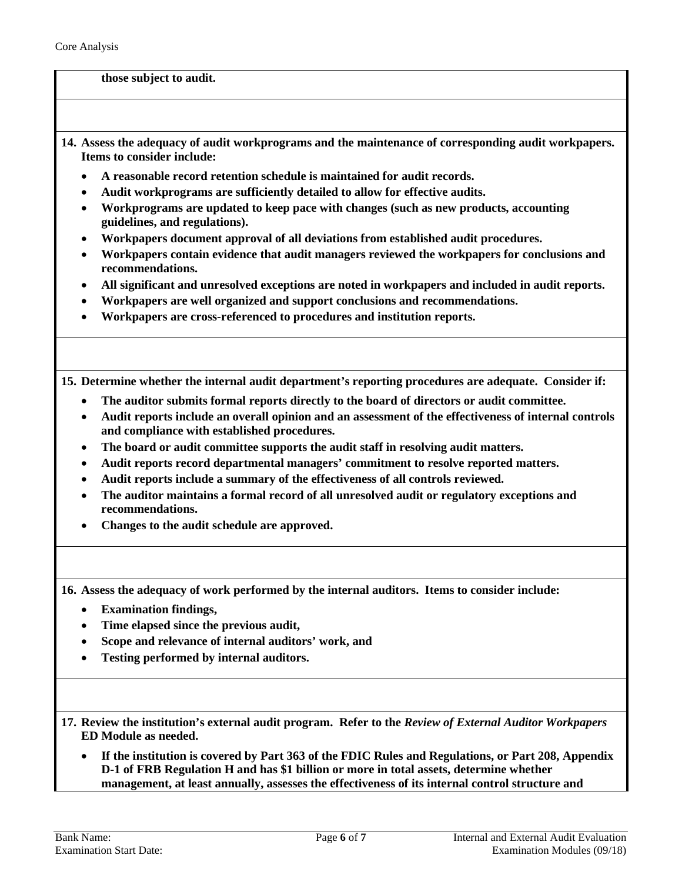**those subject to audit.**

**14. Assess the adequacy of audit workprograms and the maintenance of corresponding audit workpapers. Items to consider include:**

- **A reasonable record retention schedule is maintained for audit records.**
- **Audit workprograms are sufficiently detailed to allow for effective audits.**
- **Workprograms are updated to keep pace with changes (such as new products, accounting guidelines, and regulations).**
- **Workpapers document approval of all deviations from established audit procedures.**
- **Workpapers contain evidence that audit managers reviewed the workpapers for conclusions and recommendations.**
- **All significant and unresolved exceptions are noted in workpapers and included in audit reports.**
- **Workpapers are well organized and support conclusions and recommendations.**
- **Workpapers are cross-referenced to procedures and institution reports.**

**15. Determine whether the internal audit department's reporting procedures are adequate. Consider if:**

- **The auditor submits formal reports directly to the board of directors or audit committee.**
- **Audit reports include an overall opinion and an assessment of the effectiveness of internal controls and compliance with established procedures.**
- **The board or audit committee supports the audit staff in resolving audit matters.**
- **Audit reports record departmental managers' commitment to resolve reported matters.**
- **Audit reports include a summary of the effectiveness of all controls reviewed.**
- **The auditor maintains a formal record of all unresolved audit or regulatory exceptions and recommendations.**
- **Changes to the audit schedule are approved.**

**16. Assess the adequacy of work performed by the internal auditors. Items to consider include:**

- **Examination findings,**
- **Time elapsed since the previous audit,**
- **Scope and relevance of internal auditors' work, and**
- **Testing performed by internal auditors.**

**17. Review the institution's external audit program. Refer to the *Review of External Auditor Workpapers* ED Module as needed.**

- **If the institution is covered by Part 363 of the FDIC Rules and Regulations, or Part 208, Appendix D-1 of FRB Regulation H and has $1 billion or more in total assets, determine whether management, at least annually, assesses the effectiveness of its internal control structure and**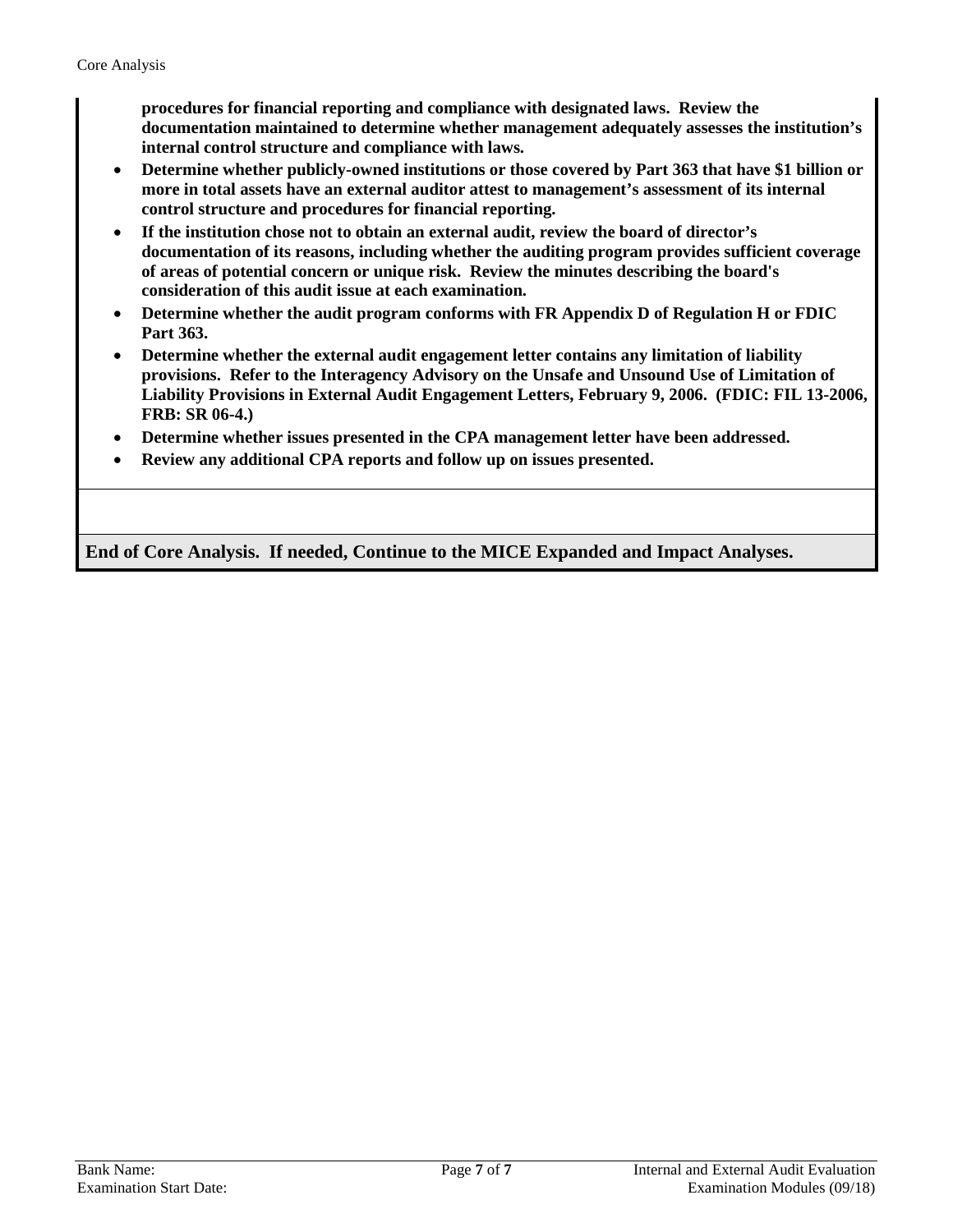**procedures for financial reporting and compliance with designated laws. Review the documentation maintained to determine whether management adequately assesses the institution's internal control structure and compliance with laws.**

- **Determine whether publicly-owned institutions or those covered by Part 363 that have $1 billion or more in total assets have an external auditor attest to management's assessment of its internal control structure and procedures for financial reporting.**
- **If the institution chose not to obtain an external audit, review the board of director's documentation of its reasons, including whether the auditing program provides sufficient coverage of areas of potential concern or unique risk. Review the minutes describing the board's consideration of this audit issue at each examination.**
- **Determine whether the audit program conforms with FR Appendix D of Regulation H or FDIC Part 363.**
- **Determine whether the external audit engagement letter contains any limitation of liability provisions. Refer to the Interagency Advisory on the Unsafe and Unsound Use of Limitation of Liability Provisions in External Audit Engagement Letters, February 9, 2006. (FDIC: FIL 13-2006, FRB: SR 06-4.)**
- **Determine whether issues presented in the CPA management letter have been addressed.**
- **Review any additional CPA reports and follow up on issues presented.**

**End of Core Analysis. If needed, Continue to the MICE Expanded and Impact Analyses.**